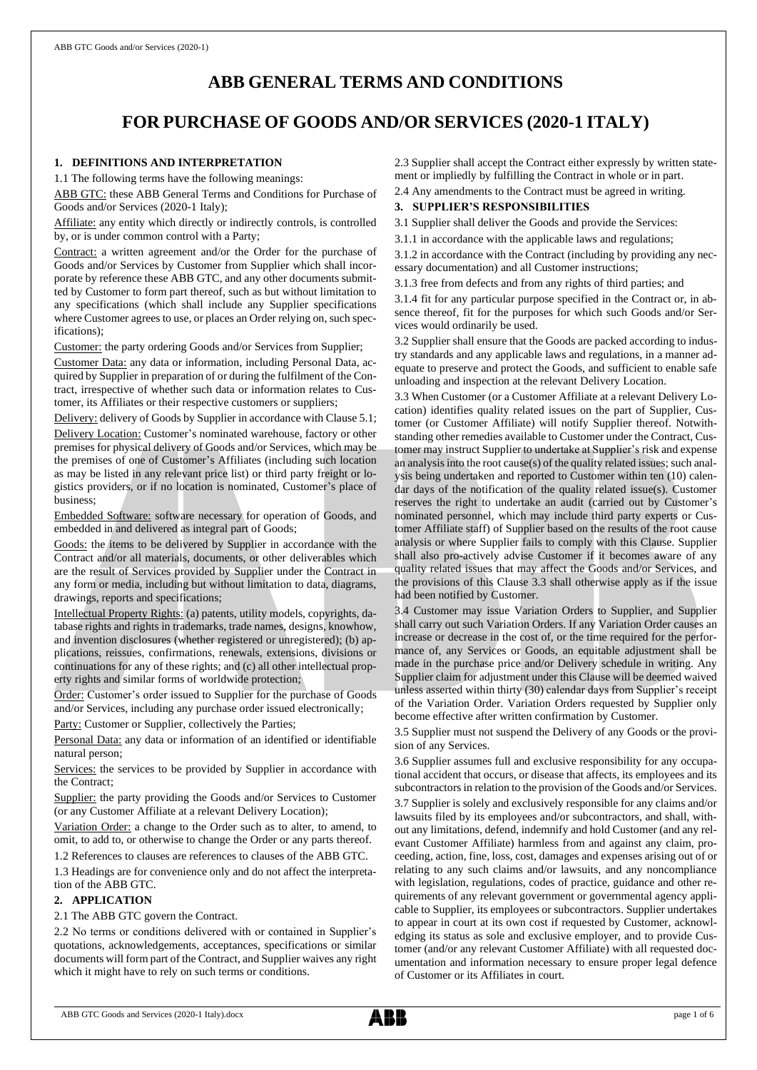# ABB GENERAL TERMS AND CONDITIONS

# FOR PURCHASE OF GOODS AND/OR SERVICES (2020-1 ITALY)

## 1. DEFINITIONS AND INTERPRETATION

1.1 The following terms have the following meanings:

ABB GTC: these ABB General Terms and Conditions for Purchase of Goods and/or Services (2020-1 Italy);

Affiliate: any entity which directly or indirectly controls, is controlled by, or is under common control with a Party;

Contract: a written agreement and/or the Order for the purchase of Goods and/or Services by Customer from Supplier which shall incorporate by reference these ABB GTC, and any other documents submitted by Customer to form part thereof, such as but without limitation to any specifications (which shall include any Supplier specifications where Customer agrees to use, or places an Order relying on, such specifications);

Customer: the party ordering Goods and/or Services from Supplier;

Customer Data: any data or information, including Personal Data, acquired by Supplier in preparation of or during the fulfilment of the Contract, irrespective of whether such data or information relates to Customer, its Affiliates or their respective customers or suppliers;

Delivery: delivery of Goods by Supplier in accordance with Clause 5.1;

Delivery Location: Customer's nominated warehouse, factory or other premises for physical delivery of Goods and/or Services, which may be the premises of one of Customer's Affiliates (including such location as may be listed in any relevant price list) or third party freight or logistics providers, or if no location is nominated, Customer's place of business;

Embedded Software: software necessary for operation of Goods, and embedded in and delivered as integral part of Goods;

Goods: the items to be delivered by Supplier in accordance with the Contract and/or all materials, documents, or other deliverables which are the result of Services provided by Supplier under the Contract in any form or media, including but without limitation to data, diagrams, drawings, reports and specifications;

Intellectual Property Rights: (a) patents, utility models, copyrights, database rights and rights in trademarks, trade names, designs, knowhow, and invention disclosures (whether registered or unregistered); (b) applications, reissues, confirmations, renewals, extensions, divisions or continuations for any of these rights; and (c) all other intellectual property rights and similar forms of worldwide protection;

Order: Customer's order issued to Supplier for the purchase of Goods and/or Services, including any purchase order issued electronically;

Party: Customer or Supplier, collectively the Parties;

Personal Data: any data or information of an identified or identifiable natural person;

Services: the services to be provided by Supplier in accordance with the Contract;

Supplier: the party providing the Goods and/or Services to Customer (or any Customer Affiliate at a relevant Delivery Location);

Variation Order: a change to the Order such as to alter, to amend, to omit, to add to, or otherwise to change the Order or any parts thereof.

1.2 References to clauses are references to clauses of the ABB GTC.

1.3 Headings are for convenience only and do not affect the interpretation of the ABB GTC.

## 2. APPLICATION

2.1 The ABB GTC govern the Contract.

2.2 No terms or conditions delivered with or contained in Supplier's quotations, acknowledgements, acceptances, specifications or similar documents will form part of the Contract, and Supplier waives any right which it might have to rely on such terms or conditions.

2.3 Supplier shall accept the Contract either expressly by written statement or impliedly by fulfilling the Contract in whole or in part.

2.4 Any amendments to the Contract must be agreed in writing.

## 3. SUPPLIER'S RESPONSIBILITIES

3.1 Supplier shall deliver the Goods and provide the Services:

3.1.1 in accordance with the applicable laws and regulations;

3.1.2 in accordance with the Contract (including by providing any necessary documentation) and all Customer instructions;

3.1.3 free from defects and from any rights of third parties; and

3.1.4 fit for any particular purpose specified in the Contract or, in absence thereof, fit for the purposes for which such Goods and/or Services would ordinarily be used.

3.2 Supplier shall ensure that the Goods are packed according to industry standards and any applicable laws and regulations, in a manner adequate to preserve and protect the Goods, and sufficient to enable safe unloading and inspection at the relevant Delivery Location.

3.3 When Customer (or a Customer Affiliate at a relevant Delivery Location) identifies quality related issues on the part of Supplier, Customer (or Customer Affiliate) will notify Supplier thereof. Notwithstanding other remedies available to Customer under the Contract, Customer may instruct Supplier to undertake at Supplier's risk and expense an analysis into the root cause(s) of the quality related issues; such analysis being undertaken and reported to Customer within ten (10) calendar days of the notification of the quality related issue(s). Customer reserves the right to undertake an audit (carried out by Customer's nominated personnel, which may include third party experts or Customer Affiliate staff) of Supplier based on the results of the root cause analysis or where Supplier fails to comply with this Clause. Supplier shall also pro-actively advise Customer if it becomes aware of any quality related issues that may affect the Goods and/or Services, and the provisions of this Clause 3.3 shall otherwise apply as if the issue had been notified by Customer.

3.4 Customer may issue Variation Orders to Supplier, and Supplier shall carry out such Variation Orders. If any Variation Order causes an increase or decrease in the cost of, or the time required for the performance of, any Services or Goods, an equitable adjustment shall be made in the purchase price and/or Delivery schedule in writing. Any Supplier claim for adjustment under this Clause will be deemed waived unless asserted within thirty (30) calendar days from Supplier's receipt of the Variation Order. Variation Orders requested by Supplier only become effective after written confirmation by Customer.

3.5 Supplier must not suspend the Delivery of any Goods or the provision of any Services.

3.6 Supplier assumes full and exclusive responsibility for any occupational accident that occurs, or disease that affects, its employees and its subcontractors in relation to the provision of the Goods and/or Services.

3.7 Supplier is solely and exclusively responsible for any claims and/or lawsuits filed by its employees and/or subcontractors, and shall, without any limitations, defend, indemnify and hold Customer (and any relevant Customer Affiliate) harmless from and against any claim, proceeding, action, fine, loss, cost, damages and expenses arising out of or relating to any such claims and/or lawsuits, and any noncompliance with legislation, regulations, codes of practice, guidance and other requirements of any relevant government or governmental agency applicable to Supplier, its employees or subcontractors. Supplier undertakes to appear in court at its own cost if requested by Customer, acknowledging its status as sole and exclusive employer, and to provide Customer (and/or any relevant Customer Affiliate) with all requested documentation and information necessary to ensure proper legal defence of Customer or its Affiliates in court.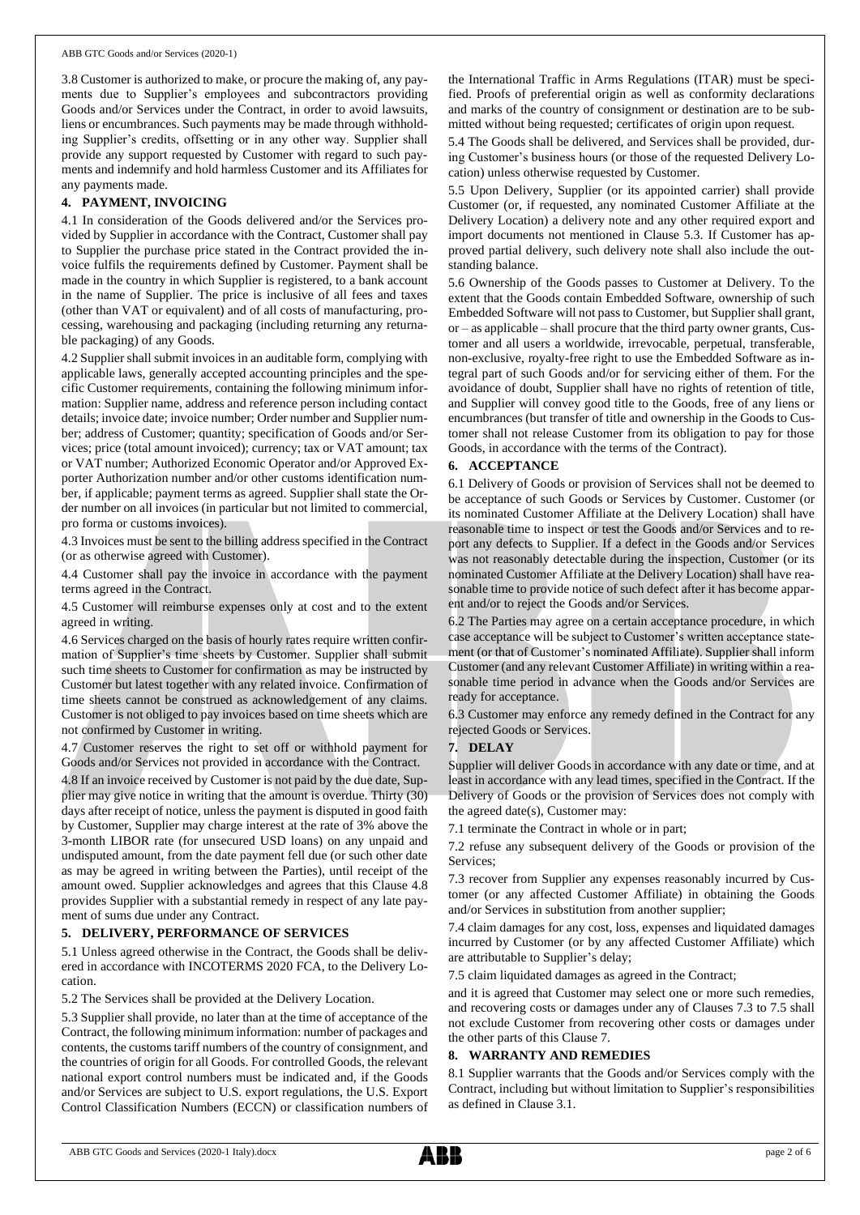3.8 Customer is authorized to make, or procure the making of, any payments due to Supplier's employees and subcontractors providing Goods and/or Services under the Contract, in order to avoid lawsuits, liens or encumbrances. Such payments may be made through withholding Supplier's credits, offsetting or in any other way. Supplier shall provide any support requested by Customer with regard to such payments and indemnify and hold harmless Customer and its Affiliates for any payments made.

## 4. PAYMENT, INVOICING

4.1 In consideration of the Goods delivered and/or the Services provided by Supplier in accordance with the Contract, Customer shall pay to Supplier the purchase price stated in the Contract provided the invoice fulfils the requirements defined by Customer. Payment shall be made in the country in which Supplier is registered, to a bank account in the name of Supplier. The price is inclusive of all fees and taxes (other than VAT or equivalent) and of all costs of manufacturing, processing, warehousing and packaging (including returning any returnable packaging) of any Goods.

4.2 Supplier shall submit invoices in an auditable form, complying with applicable laws, generally accepted accounting principles and the specific Customer requirements, containing the following minimum information: Supplier name, address and reference person including contact details; invoice date; invoice number; Order number and Supplier number; address of Customer; quantity; specification of Goods and/or Services; price (total amount invoiced); currency; tax or VAT amount; tax or VAT number; Authorized Economic Operator and/or Approved Exporter Authorization number and/or other customs identification number, if applicable; payment terms as agreed. Supplier shall state the Order number on all invoices (in particular but not limited to commercial, pro forma or customs invoices).

4.3 Invoices must be sent to the billing address specified in the Contract (or as otherwise agreed with Customer).

4.4 Customer shall pay the invoice in accordance with the payment terms agreed in the Contract.

4.5 Customer will reimburse expenses only at cost and to the extent agreed in writing.

4.6 Services charged on the basis of hourly rates require written confirmation of Supplier's time sheets by Customer. Supplier shall submit such time sheets to Customer for confirmation as may be instructed by Customer but latest together with any related invoice. Confirmation of time sheets cannot be construed as acknowledgement of any claims. Customer is not obliged to pay invoices based on time sheets which are not confirmed by Customer in writing.

4.7 Customer reserves the right to set off or withhold payment for Goods and/or Services not provided in accordance with the Contract.

4.8 If an invoice received by Customer is not paid by the due date, Supplier may give notice in writing that the amount is overdue. Thirty (30) days after receipt of notice, unless the payment is disputed in good faith by Customer, Supplier may charge interest at the rate of 3% above the 3-month LIBOR rate (for unsecured USD loans) on any unpaid and undisputed amount, from the date payment fell due (or such other date as may be agreed in writing between the Parties), until receipt of the amount owed. Supplier acknowledges and agrees that this Clause 4.8 provides Supplier with a substantial remedy in respect of any late payment of sums due under any Contract.

## 5. DELIVERY, PERFORMANCE OF SERVICES

5.1 Unless agreed otherwise in the Contract, the Goods shall be delivered in accordance with INCOTERMS 2020 FCA, to the Delivery Location.

5.2 The Services shall be provided at the Delivery Location.

5.3 Supplier shall provide, no later than at the time of acceptance of the Contract, the following minimum information: number of packages and contents, the customs tariff numbers of the country of consignment, and the countries of origin for all Goods. For controlled Goods, the relevant national export control numbers must be indicated and, if the Goods and/or Services are subject to U.S. export regulations, the U.S. Export Control Classification Numbers (ECCN) or classification numbers of the International Traffic in Arms Regulations (ITAR) must be specified. Proofs of preferential origin as well as conformity declarations and marks of the country of consignment or destination are to be submitted without being requested; certificates of origin upon request.

5.4 The Goods shall be delivered, and Services shall be provided, during Customer's business hours (or those of the requested Delivery Location) unless otherwise requested by Customer.

5.5 Upon Delivery, Supplier (or its appointed carrier) shall provide Customer (or, if requested, any nominated Customer Affiliate at the Delivery Location) a delivery note and any other required export and import documents not mentioned in Clause 5.3. If Customer has approved partial delivery, such delivery note shall also include the outstanding balance.

5.6 Ownership of the Goods passes to Customer at Delivery. To the extent that the Goods contain Embedded Software, ownership of such Embedded Software will not pass to Customer, but Supplier shall grant, or – as applicable – shall procure that the third party owner grants, Customer and all users a worldwide, irrevocable, perpetual, transferable, non-exclusive, royalty-free right to use the Embedded Software as integral part of such Goods and/or for servicing either of them. For the avoidance of doubt, Supplier shall have no rights of retention of title, and Supplier will convey good title to the Goods, free of any liens or encumbrances (but transfer of title and ownership in the Goods to Customer shall not release Customer from its obligation to pay for those Goods, in accordance with the terms of the Contract).

## 6. ACCEPTANCE

6.1 Delivery of Goods or provision of Services shall not be deemed to be acceptance of such Goods or Services by Customer. Customer (or its nominated Customer Affiliate at the Delivery Location) shall have reasonable time to inspect or test the Goods and/or Services and to report any defects to Supplier. If a defect in the Goods and/or Services was not reasonably detectable during the inspection, Customer (or its nominated Customer Affiliate at the Delivery Location) shall have reasonable time to provide notice of such defect after it has become apparent and/or to reject the Goods and/or Services.

6.2 The Parties may agree on a certain acceptance procedure, in which case acceptance will be subject to Customer's written acceptance statement (or that of Customer's nominated Affiliate). Supplier shall inform Customer (and any relevant Customer Affiliate) in writing within a reasonable time period in advance when the Goods and/or Services are ready for acceptance.

6.3 Customer may enforce any remedy defined in the Contract for any rejected Goods or Services.

## 7. DELAY

Supplier will deliver Goods in accordance with any date or time, and at least in accordance with any lead times, specified in the Contract. If the Delivery of Goods or the provision of Services does not comply with the agreed date(s), Customer may:

7.1 terminate the Contract in whole or in part;

7.2 refuse any subsequent delivery of the Goods or provision of the Services;

7.3 recover from Supplier any expenses reasonably incurred by Customer (or any affected Customer Affiliate) in obtaining the Goods and/or Services in substitution from another supplier;

7.4 claim damages for any cost, loss, expenses and liquidated damages incurred by Customer (or by any affected Customer Affiliate) which are attributable to Supplier's delay;

7.5 claim liquidated damages as agreed in the Contract;

and it is agreed that Customer may select one or more such remedies, and recovering costs or damages under any of Clauses 7.3 to 7.5 shall not exclude Customer from recovering other costs or damages under the other parts of this Clause 7.

## 8. WARRANTY AND REMEDIES

8.1 Supplier warrants that the Goods and/or Services comply with the Contract, including but without limitation to Supplier's responsibilities as defined in Clause 3.1.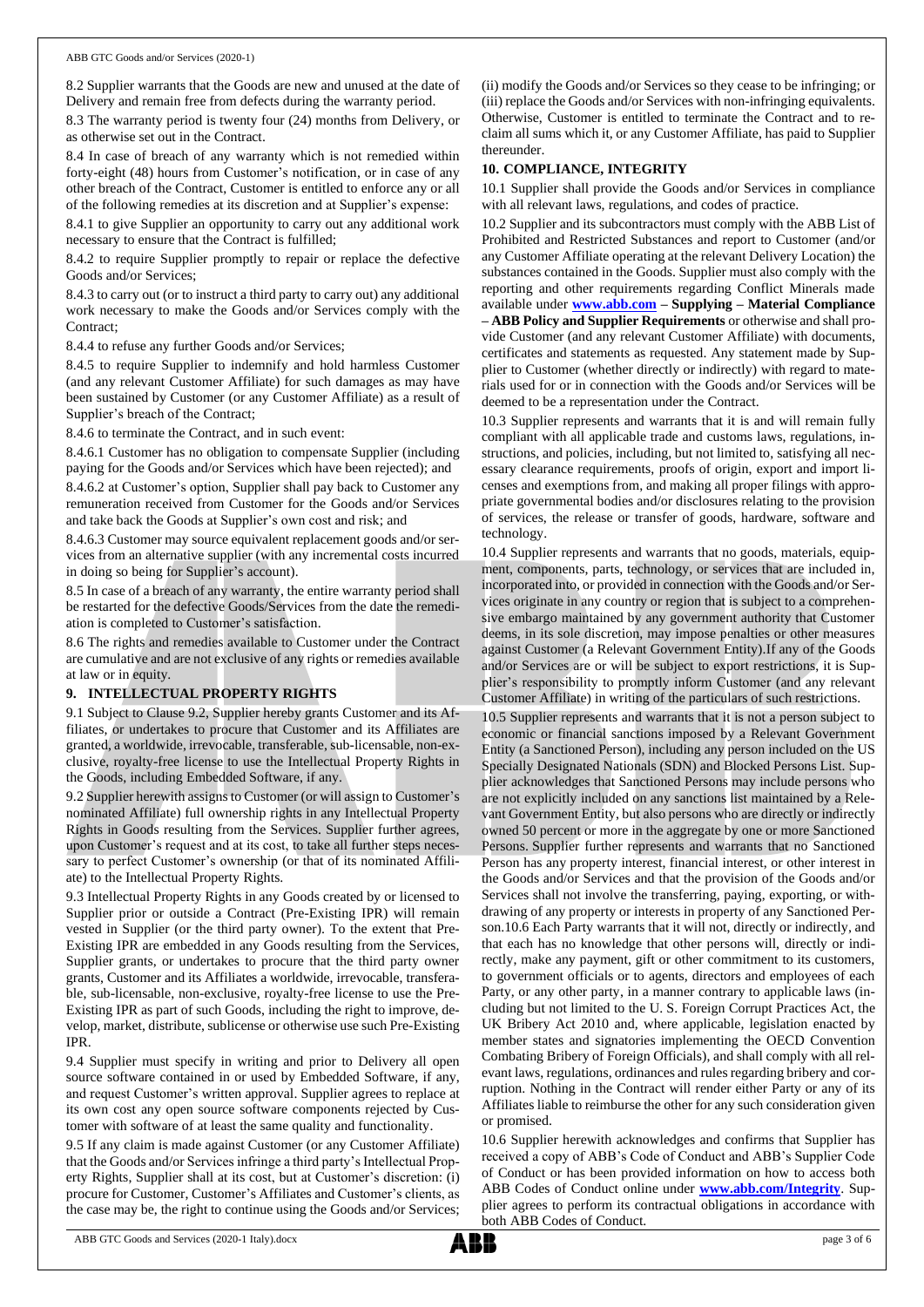8.2 Supplier warrants that the Goods are new and unused at the date of Delivery and remain free from defects during the warranty period.

8.3 The warranty period is twenty four (24) months from Delivery, or as otherwise set out in the Contract.

8.4 In case of breach of any warranty which is not remedied within forty-eight (48) hours from Customer's notification, or in case of any other breach of the Contract, Customer is entitled to enforce any or all of the following remedies at its discretion and at Supplier's expense:

8.4.1 to give Supplier an opportunity to carry out any additional work necessary to ensure that the Contract is fulfilled;

8.4.2 to require Supplier promptly to repair or replace the defective Goods and/or Services;

8.4.3 to carry out (or to instruct a third party to carry out) any additional work necessary to make the Goods and/or Services comply with the Contract;

8.4.4 to refuse any further Goods and/or Services;

8.4.5 to require Supplier to indemnify and hold harmless Customer (and any relevant Customer Affiliate) for such damages as may have been sustained by Customer (or any Customer Affiliate) as a result of Supplier's breach of the Contract;

8.4.6 to terminate the Contract, and in such event:

8.4.6.1 Customer has no obligation to compensate Supplier (including paying for the Goods and/or Services which have been rejected); and

8.4.6.2 at Customer's option, Supplier shall pay back to Customer any remuneration received from Customer for the Goods and/or Services and take back the Goods at Supplier's own cost and risk; and

8.4.6.3 Customer may source equivalent replacement goods and/or services from an alternative supplier (with any incremental costs incurred in doing so being for Supplier's account).

8.5 In case of a breach of any warranty, the entire warranty period shall be restarted for the defective Goods/Services from the date the remediation is completed to Customer's satisfaction.

8.6 The rights and remedies available to Customer under the Contract are cumulative and are not exclusive of any rights or remedies available at law or in equity.

## 9. INTELLECTUAL PROPERTY RIGHTS

9.1 Subject to Clause 9.2, Supplier hereby grants Customer and its Affiliates, or undertakes to procure that Customer and its Affiliates are granted, a worldwide, irrevocable, transferable, sub-licensable, non-exclusive, royalty-free license to use the Intellectual Property Rights in the Goods, including Embedded Software, if any.

9.2 Supplier herewith assigns to Customer (or will assign to Customer's nominated Affiliate) full ownership rights in any Intellectual Property Rights in Goods resulting from the Services. Supplier further agrees, upon Customer's request and at its cost, to take all further steps necessary to perfect Customer's ownership (or that of its nominated Affiliate) to the Intellectual Property Rights.

9.3 Intellectual Property Rights in any Goods created by or licensed to Supplier prior or outside a Contract (Pre-Existing IPR) will remain vested in Supplier (or the third party owner). To the extent that Pre-Existing IPR are embedded in any Goods resulting from the Services, Supplier grants, or undertakes to procure that the third party owner grants, Customer and its Affiliates a worldwide, irrevocable, transferable, sub-licensable, non-exclusive, royalty-free license to use the Pre-Existing IPR as part of such Goods, including the right to improve, develop, market, distribute, sublicense or otherwise use such Pre-Existing IPR.

9.4 Supplier must specify in writing and prior to Delivery all open source software contained in or used by Embedded Software, if any, and request Customer's written approval. Supplier agrees to replace at its own cost any open source software components rejected by Customer with software of at least the same quality and functionality.

9.5 If any claim is made against Customer (or any Customer Affiliate) that the Goods and/or Services infringe a third party's Intellectual Property Rights, Supplier shall at its cost, but at Customer's discretion: (i) procure for Customer, Customer's Affiliates and Customer's clients, as the case may be, the right to continue using the Goods and/or Services; (ii) modify the Goods and/or Services so they cease to be infringing; or (iii) replace the Goods and/or Services with non-infringing equivalents. Otherwise, Customer is entitled to terminate the Contract and to reclaim all sums which it, or any Customer Affiliate, has paid to Supplier thereunder.

## 10. COMPLIANCE, INTEGRITY

10.1 Supplier shall provide the Goods and/or Services in compliance with all relevant laws, regulations, and codes of practice.

10.2 Supplier and its subcontractors must comply with the ABB List of Prohibited and Restricted Substances and report to Customer (and/or any Customer Affiliate operating at the relevant Delivery Location) the substances contained in the Goods. Supplier must also comply with the reporting and other requirements regarding Conflict Minerals made available under **www.abb.com – Supplying – Material Compliance – ABB Policy and Supplier Requirements** or otherwise and shall provide Customer (and any relevant Customer Affiliate) with documents, certificates and statements as requested. Any statement made by Supplier to Customer (whether directly or indirectly) with regard to materials used for or in connection with the Goods and/or Services will be deemed to be a representation under the Contract.

10.3 Supplier represents and warrants that it is and will remain fully compliant with all applicable trade and customs laws, regulations, instructions, and policies, including, but not limited to, satisfying all necessary clearance requirements, proofs of origin, export and import licenses and exemptions from, and making all proper filings with appropriate governmental bodies and/or disclosures relating to the provision of services, the release or transfer of goods, hardware, software and technology.

10.4 Supplier represents and warrants that no goods, materials, equipment, components, parts, technology, or services that are included in, incorporated into, or provided in connection with the Goods and/or Services originate in any country or region that is subject to a comprehensive embargo maintained by any government authority that Customer deems, in its sole discretion, may impose penalties or other measures against Customer (a Relevant Government Entity).If any of the Goods and/or Services are or will be subject to export restrictions, it is Supplier's responsibility to promptly inform Customer (and any relevant Customer Affiliate) in writing of the particulars of such restrictions.

10.5 Supplier represents and warrants that it is not a person subject to economic or financial sanctions imposed by a Relevant Government Entity (a Sanctioned Person), including any person included on the US Specially Designated Nationals (SDN) and Blocked Persons List. Supplier acknowledges that Sanctioned Persons may include persons who are not explicitly included on any sanctions list maintained by a Relevant Government Entity, but also persons who are directly or indirectly owned 50 percent or more in the aggregate by one or more Sanctioned Persons. Supplier further represents and warrants that no Sanctioned Person has any property interest, financial interest, or other interest in the Goods and/or Services and that the provision of the Goods and/or Services shall not involve the transferring, paying, exporting, or withdrawing of any property or interests in property of any Sanctioned Person.10.6 Each Party warrants that it will not, directly or indirectly, and that each has no knowledge that other persons will, directly or indirectly, make any payment, gift or other commitment to its customers, to government officials or to agents, directors and employees of each Party, or any other party, in a manner contrary to applicable laws (including but not limited to the U. S. Foreign Corrupt Practices Act, the UK Bribery Act 2010 and, where applicable, legislation enacted by member states and signatories implementing the OECD Convention Combating Bribery of Foreign Officials), and shall comply with all relevant laws, regulations, ordinances and rules regarding bribery and corruption. Nothing in the Contract will render either Party or any of its Affiliates liable to reimburse the other for any such consideration given or promised.

10.6 Supplier herewith acknowledges and confirms that Supplier has received a copy of ABB's Code of Conduct and ABB's Supplier Code of Conduct or has been provided information on how to access both ABB Codes of Conduct online under **www.abb.com/Integrity**. Supplier agrees to perform its contractual obligations in accordance with both ABB Codes of Conduct.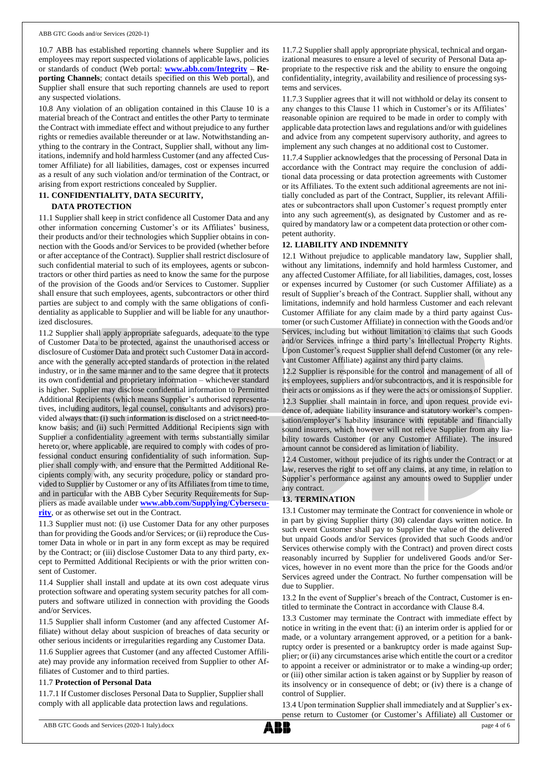10.7 ABB has established reporting channels where Supplier and its employees may report suspected violations of applicable laws, policies or standards of conduct (Web portal: **www.abb.com/Integrity** – **Reporting Channels**; contact details specified on this Web portal), and Supplier shall ensure that such reporting channels are used to report any suspected violations.

10.8 Any violation of an obligation contained in this Clause 10 is a material breach of the Contract and entitles the other Party to terminate the Contract with immediate effect and without prejudice to any further rights or remedies available thereunder or at law. Notwithstanding anything to the contrary in the Contract, Supplier shall, without any limitations, indemnify and hold harmless Customer (and any affected Customer Affiliate) for all liabilities, damages, cost or expenses incurred as a result of any such violation and/or termination of the Contract, or arising from export restrictions concealed by Supplier.

## 11. CONFIDENTIALITY, DATA SECURITY, DATA PROTECTION

11.1 Supplier shall keep in strict confidence all Customer Data and any other information concerning Customer's or its Affiliates' business, their products and/or their technologies which Supplier obtains in connection with the Goods and/or Services to be provided (whether before or after acceptance of the Contract). Supplier shall restrict disclosure of such confidential material to such of its employees, agents or subcontractors or other third parties as need to know the same for the purpose of the provision of the Goods and/or Services to Customer. Supplier shall ensure that such employees, agents, subcontractors or other third parties are subject to and comply with the same obligations of confidentiality as applicable to Supplier and will be liable for any unauthorized disclosures.

11.2 Supplier shall apply appropriate safeguards, adequate to the type of Customer Data to be protected, against the unauthorised access or disclosure of Customer Data and protect such Customer Data in accordance with the generally accepted standards of protection in the related industry, or in the same manner and to the same degree that it protects its own confidential and proprietary information – whichever standard is higher. Supplier may disclose confidential information to Permitted Additional Recipients (which means Supplier's authorised representatives, including auditors, legal counsel, consultants and advisors) provided always that: (i) such information is disclosed on a strict need-to-know basis; and (ii) such Permitted Additional Recipients sign with Supplier a confidentiality agreement with terms substantially similar hereto or, where applicable, are required to comply with codes of professional conduct ensuring confidentiality of such information. Supplier shall comply with, and ensure that the Permitted Additional Recipients comply with, any security procedure, policy or standard provided to Supplier by Customer or any of its Affiliates from time to time, and in particular with the ABB Cyber Security Requirements for Suppliers as made available under **www.abb.com/Supplying/Cybersecurity**, or as otherwise set out in the Contract.

11.3 Supplier must not: (i) use Customer Data for any other purposes than for providing the Goods and/or Services; or (ii) reproduce the Customer Data in whole or in part in any form except as may be required by the Contract; or (iii) disclose Customer Data to any third party, except to Permitted Additional Recipients or with the prior written consent of Customer.

11.4 Supplier shall install and update at its own cost adequate virus protection software and operating system security patches for all computers and software utilized in connection with providing the Goods and/or Services.

11.5 Supplier shall inform Customer (and any affected Customer Affiliate) without delay about suspicion of breaches of data security or other serious incidents or irregularities regarding any Customer Data.

11.6 Supplier agrees that Customer (and any affected Customer Affiliate) may provide any information received from Supplier to other Affiliates of Customer and to third parties.

11.7 **Protection of Personal Data**

11.7.1 If Customer discloses Personal Data to Supplier, Supplier shall comply with all applicable data protection laws and regulations.

11.7.2 Supplier shall apply appropriate physical, technical and organizational measures to ensure a level of security of Personal Data appropriate to the respective risk and the ability to ensure the ongoing confidentiality, integrity, availability and resilience of processing systems and services.

11.7.3 Supplier agrees that it will not withhold or delay its consent to any changes to this Clause 11 which in Customer's or its Affiliates' reasonable opinion are required to be made in order to comply with applicable data protection laws and regulations and/or with guidelines and advice from any competent supervisory authority, and agrees to implement any such changes at no additional cost to Customer.

11.7.4 Supplier acknowledges that the processing of Personal Data in accordance with the Contract may require the conclusion of additional data processing or data protection agreements with Customer or its Affiliates. To the extent such additional agreements are not initially concluded as part of the Contract, Supplier, its relevant Affiliates or subcontractors shall upon Customer's request promptly enter into any such agreement(s), as designated by Customer and as required by mandatory law or a competent data protection or other competent authority.

## 12. LIABILITY AND INDEMNITY

12.1 Without prejudice to applicable mandatory law, Supplier shall, without any limitations, indemnify and hold harmless Customer, and any affected Customer Affiliate, for all liabilities, damages, cost, losses or expenses incurred by Customer (or such Customer Affiliate) as a result of Supplier's breach of the Contract. Supplier shall, without any limitations, indemnify and hold harmless Customer and each relevant Customer Affiliate for any claim made by a third party against Customer (or such Customer Affiliate) in connection with the Goods and/or Services, including but without limitation to claims that such Goods and/or Services infringe a third party's Intellectual Property Rights. Upon Customer's request Supplier shall defend Customer (or any relevant Customer Affiliate) against any third party claims.

12.2 Supplier is responsible for the control and management of all of its employees, suppliers and/or subcontractors, and it is responsible for their acts or omissions as if they were the acts or omissions of Supplier.

12.3 Supplier shall maintain in force, and upon request provide evidence of, adequate liability insurance and statutory worker's compensation/employer's liability insurance with reputable and financially sound insurers, which however will not relieve Supplier from any liability towards Customer (or any Customer Affiliate). The insured amount cannot be considered as limitation of liability.

12.4 Customer, without prejudice of its rights under the Contract or at law, reserves the right to set off any claims, at any time, in relation to Supplier's performance against any amounts owed to Supplier under any contract.

## 13. TERMINATION

13.1 Customer may terminate the Contract for convenience in whole or in part by giving Supplier thirty (30) calendar days written notice. In such event Customer shall pay to Supplier the value of the delivered but unpaid Goods and/or Services (provided that such Goods and/or Services otherwise comply with the Contract) and proven direct costs reasonably incurred by Supplier for undelivered Goods and/or Services, however in no event more than the price for the Goods and/or Services agreed under the Contract. No further compensation will be due to Supplier.

13.2 In the event of Supplier's breach of the Contract, Customer is entitled to terminate the Contract in accordance with Clause 8.4.

13.3 Customer may terminate the Contract with immediate effect by notice in writing in the event that: (i) an interim order is applied for or made, or a voluntary arrangement approved, or a petition for a bankruptcy order is presented or a bankruptcy order is made against Supplier; or (ii) any circumstances arise which entitle the court or a creditor to appoint a receiver or administrator or to make a winding-up order; or (iii) other similar action is taken against or by Supplier by reason of its insolvency or in consequence of debt; or (iv) there is a change of control of Supplier.

13.4 Upon termination Supplier shall immediately and at Supplier's expense return to Customer (or Customer's Affiliate) all Customer or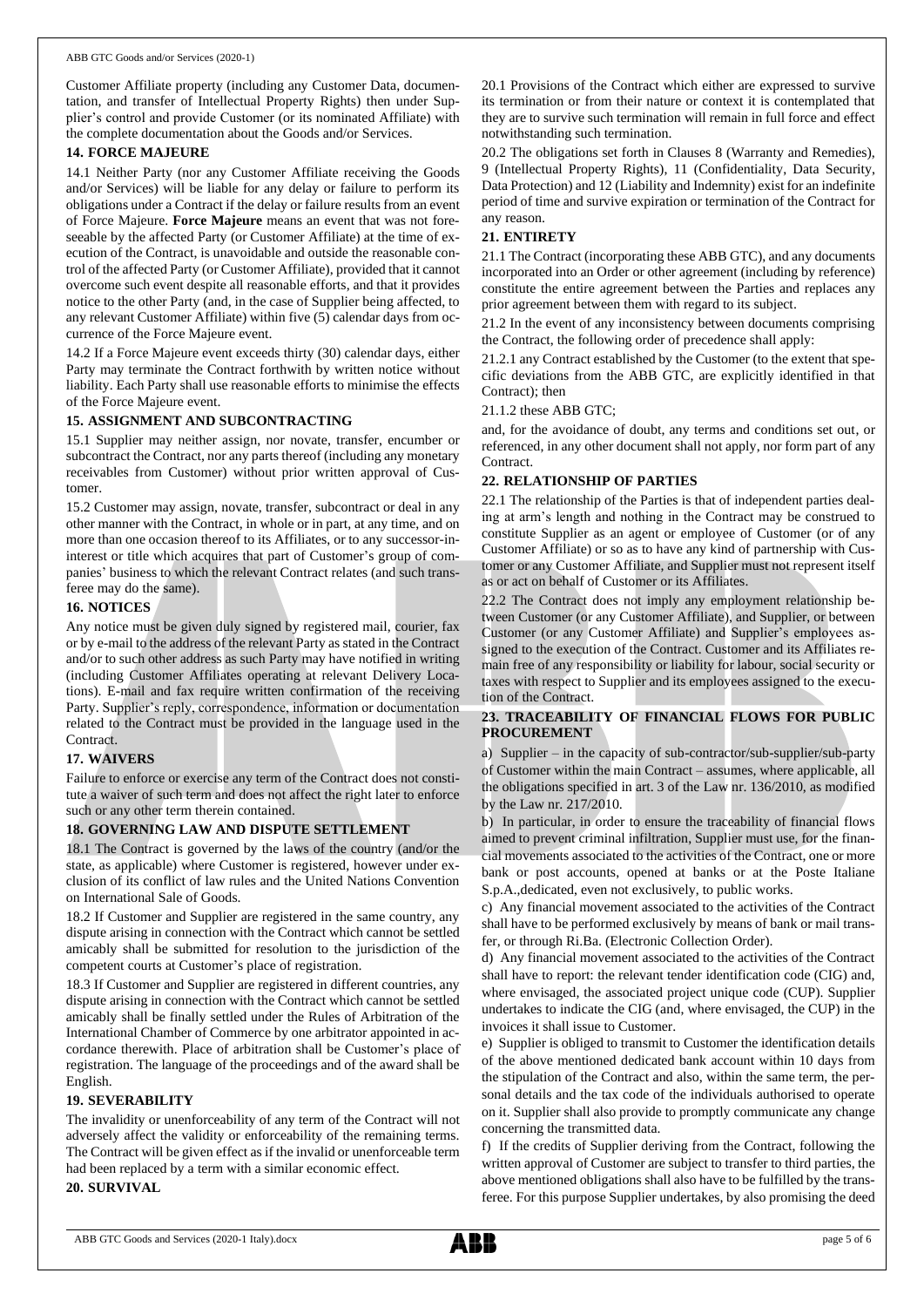Customer Affiliate property (including any Customer Data, documentation, and transfer of Intellectual Property Rights) then under Supplier's control and provide Customer (or its nominated Affiliate) with the complete documentation about the Goods and/or Services.

## 14. FORCE MAJEURE

14.1 Neither Party (nor any Customer Affiliate receiving the Goods and/or Services) will be liable for any delay or failure to perform its obligations under a Contract if the delay or failure results from an event of Force Majeure. **Force Majeure** means an event that was not foreseeable by the affected Party (or Customer Affiliate) at the time of execution of the Contract, is unavoidable and outside the reasonable control of the affected Party (or Customer Affiliate), provided that it cannot overcome such event despite all reasonable efforts, and that it provides notice to the other Party (and, in the case of Supplier being affected, to any relevant Customer Affiliate) within five (5) calendar days from occurrence of the Force Majeure event.

14.2 If a Force Majeure event exceeds thirty (30) calendar days, either Party may terminate the Contract forthwith by written notice without liability. Each Party shall use reasonable efforts to minimise the effects of the Force Majeure event.

## 15. ASSIGNMENT AND SUBCONTRACTING

15.1 Supplier may neither assign, nor novate, transfer, encumber or subcontract the Contract, nor any parts thereof (including any monetary receivables from Customer) without prior written approval of Customer.

15.2 Customer may assign, novate, transfer, subcontract or deal in any other manner with the Contract, in whole or in part, at any time, and on more than one occasion thereof to its Affiliates, or to any successor-in-interest or title which acquires that part of Customer's group of companies' business to which the relevant Contract relates (and such transferee may do the same).

## 16. NOTICES

Any notice must be given duly signed by registered mail, courier, fax or by e-mail to the address of the relevant Party as stated in the Contract and/or to such other address as such Party may have notified in writing (including Customer Affiliates operating at relevant Delivery Locations). E-mail and fax require written confirmation of the receiving Party. Supplier's reply, correspondence, information or documentation related to the Contract must be provided in the language used in the Contract.

## 17. WAIVERS

Failure to enforce or exercise any term of the Contract does not constitute a waiver of such term and does not affect the right later to enforce such or any other term therein contained.

## 18. GOVERNING LAW AND DISPUTE SETTLEMENT

18.1 The Contract is governed by the laws of the country (and/or the state, as applicable) where Customer is registered, however under exclusion of its conflict of law rules and the United Nations Convention on International Sale of Goods.

18.2 If Customer and Supplier are registered in the same country, any dispute arising in connection with the Contract which cannot be settled amicably shall be submitted for resolution to the jurisdiction of the competent courts at Customer's place of registration.

18.3 If Customer and Supplier are registered in different countries, any dispute arising in connection with the Contract which cannot be settled amicably shall be finally settled under the Rules of Arbitration of the International Chamber of Commerce by one arbitrator appointed in accordance therewith. Place of arbitration shall be Customer's place of registration. The language of the proceedings and of the award shall be English.

## 19. SEVERABILITY

The invalidity or unenforceability of any term of the Contract will not adversely affect the validity or enforceability of the remaining terms. The Contract will be given effect as if the invalid or unenforceable term had been replaced by a term with a similar economic effect.

## 20. SURVIVAL

20.1 Provisions of the Contract which either are expressed to survive its termination or from their nature or context it is contemplated that they are to survive such termination will remain in full force and effect notwithstanding such termination.

20.2 The obligations set forth in Clauses 8 (Warranty and Remedies), 9 (Intellectual Property Rights), 11 (Confidentiality, Data Security, Data Protection) and 12 (Liability and Indemnity) exist for an indefinite period of time and survive expiration or termination of the Contract for any reason.

## 21. ENTIRETY

21.1 The Contract (incorporating these ABB GTC), and any documents incorporated into an Order or other agreement (including by reference) constitute the entire agreement between the Parties and replaces any prior agreement between them with regard to its subject.

21.2 In the event of any inconsistency between documents comprising the Contract, the following order of precedence shall apply:

21.2.1 any Contract established by the Customer (to the extent that specific deviations from the ABB GTC, are explicitly identified in that Contract); then

21.1.2 these ABB GTC;

and, for the avoidance of doubt, any terms and conditions set out, or referenced, in any other document shall not apply, nor form part of any Contract.

## 22. RELATIONSHIP OF PARTIES

22.1 The relationship of the Parties is that of independent parties dealing at arm's length and nothing in the Contract may be construed to constitute Supplier as an agent or employee of Customer (or of any Customer Affiliate) or so as to have any kind of partnership with Customer or any Customer Affiliate, and Supplier must not represent itself as or act on behalf of Customer or its Affiliates.

22.2 The Contract does not imply any employment relationship between Customer (or any Customer Affiliate), and Supplier, or between Customer (or any Customer Affiliate) and Supplier's employees assigned to the execution of the Contract. Customer and its Affiliates remain free of any responsibility or liability for labour, social security or taxes with respect to Supplier and its employees assigned to the execution of the Contract.

## 23. TRACEABILITY OF FINANCIAL FLOWS FOR PUBLIC PROCUREMENT

a) Supplier – in the capacity of sub-contractor/sub-supplier/sub-party of Customer within the main Contract – assumes, where applicable, all the obligations specified in art. 3 of the Law nr. 136/2010, as modified by the Law nr. 217/2010.

b) In particular, in order to ensure the traceability of financial flows aimed to prevent criminal infiltration, Supplier must use, for the financial movements associated to the activities of the Contract, one or more bank or post accounts, opened at banks or at the Poste Italiane S.p.A.,dedicated, even not exclusively, to public works.

c) Any financial movement associated to the activities of the Contract shall have to be performed exclusively by means of bank or mail transfer, or through Ri.Ba. (Electronic Collection Order).

d) Any financial movement associated to the activities of the Contract shall have to report: the relevant tender identification code (CIG) and, where envisaged, the associated project unique code (CUP). Supplier undertakes to indicate the CIG (and, where envisaged, the CUP) in the invoices it shall issue to Customer.

e) Supplier is obliged to transmit to Customer the identification details of the above mentioned dedicated bank account within 10 days from the stipulation of the Contract and also, within the same term, the personal details and the tax code of the individuals authorised to operate on it. Supplier shall also provide to promptly communicate any change concerning the transmitted data.

f) If the credits of Supplier deriving from the Contract, following the written approval of Customer are subject to transfer to third parties, the above mentioned obligations shall also have to be fulfilled by the transferee. For this purpose Supplier undertakes, by also promising the deed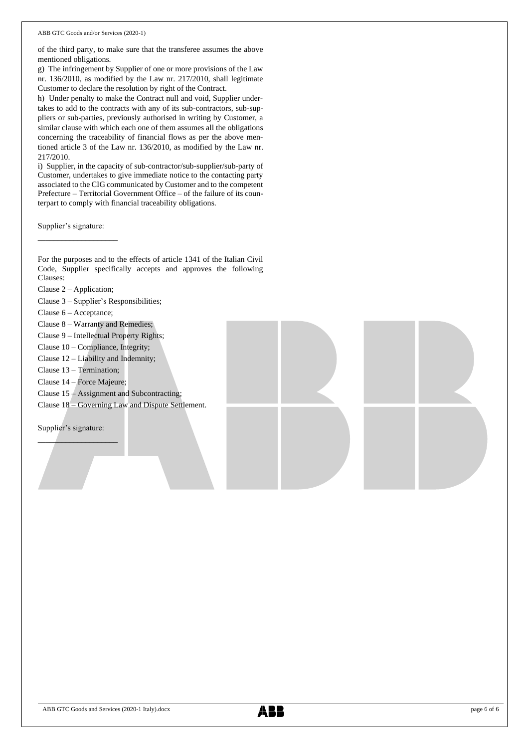of the third party, to make sure that the transferee assumes the above mentioned obligations.

g) The infringement by Supplier of one or more provisions of the Law nr. 136/2010, as modified by the Law nr. 217/2010, shall legitimate Customer to declare the resolution by right of the Contract.

h) Under penalty to make the Contract null and void, Supplier undertakes to add to the contracts with any of its sub-contractors, sub-suppliers or sub-parties, previously authorised in writing by Customer, a similar clause with which each one of them assumes all the obligations concerning the traceability of financial flows as per the above mentioned article 3 of the Law nr. 136/2010, as modified by the Law nr. 217/2010.

i) Supplier, in the capacity of sub-contractor/sub-supplier/sub-party of Customer, undertakes to give immediate notice to the contacting party associated to the CIG communicated by Customer and to the competent Prefecture – Territorial Government Office – of the failure of its counterpart to comply with financial traceability obligations.

Supplier's signature:

\_\_\_\_\_\_\_\_\_\_\_\_\_\_\_\_\_\_\_\_

For the purposes and to the effects of article 1341 of the Italian Civil Code, Supplier specifically accepts and approves the following Clauses:

Clause 2 – Application;

Clause 3 – Supplier's Responsibilities;

Clause 6 – Acceptance;

Clause 8 – Warranty and Remedies;

Clause 9 – Intellectual Property Rights;

Clause 10 – Compliance, Integrity;

Clause 12 – Liability and Indemnity;

Clause 13 – Termination;

Clause 14 – Force Majeure;

Clause 15 – Assignment and Subcontracting;

Clause 18 – Governing Law and Dispute Settlement.

Supplier's signature:

\_\_\_\_\_\_\_\_\_\_\_\_\_\_\_\_\_\_\_\_